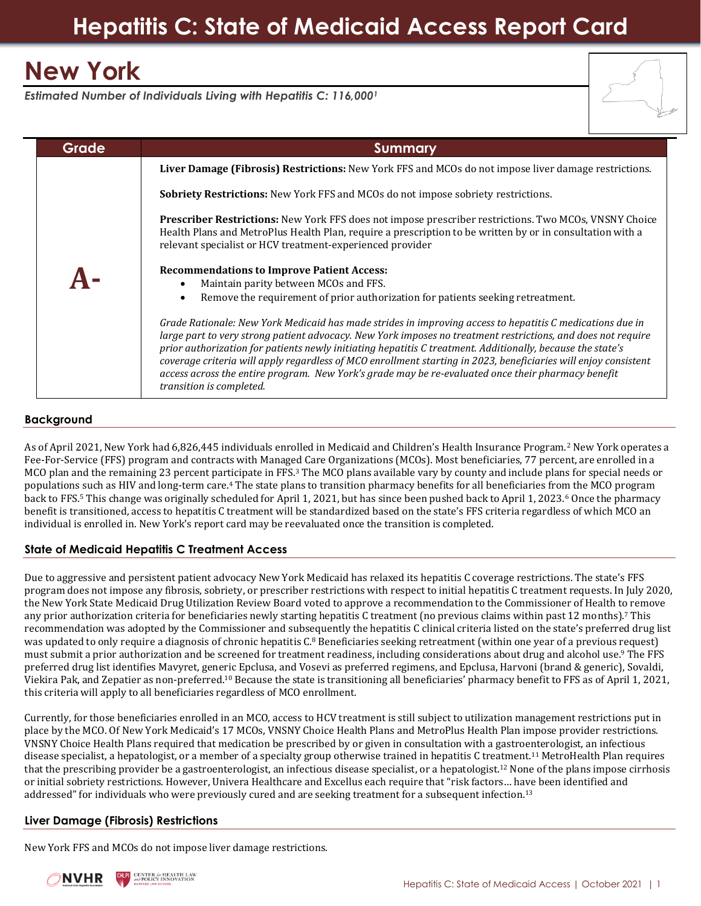# Hepatitis C: State of Medicaid Access Report Card

# New York

*Estimated Number of Individuals Living with Hepatitis C: 116,000[1]*

| Grade | Summary |
|---|---|
| **A-** | **Liver Damage (Fibrosis) Restrictions:** New York FFS and MCOs do not impose liver damage restrictions.<br><br>**Sobriety Restrictions:** New York FFS and MCOs do not impose sobriety restrictions.<br><br>**Prescriber Restrictions:** New York FFS does not impose prescriber restrictions. Two MCOs, VNSNY Choice Health Plans and MetroPlus Health Plan, require a prescription to be written by or in consultation with a relevant specialist or HCV treatment-experienced provider<br><br>**Recommendations to Improve Patient Access:**<br>• Maintain parity between MCOs and FFS.<br>• Remove the requirement of prior authorization for patients seeking retreatment.<br><br>*Grade Rationale: New York Medicaid has made strides in improving access to hepatitis C medications due in large part to very strong patient advocacy. New York imposes no treatment restrictions, and does not require prior authorization for patients newly initiating hepatitis C treatment. Additionally, because the state's coverage criteria will apply regardless of MCO enrollment starting in 2023, beneficiaries will enjoy consistent access across the entire program. New York's grade may be re-evaluated once their pharmacy benefit transition is completed.* |

## Background

As of April 2021, New York had 6,826,445 individuals enrolled in Medicaid and Children's Health Insurance Program.[2] New York operates a Fee-For-Service (FFS) program and contracts with Managed Care Organizations (MCOs). Most beneficiaries, 77 percent, are enrolled in a MCO plan and the remaining 23 percent participate in FFS.[3] The MCO plans available vary by county and include plans for special needs or populations such as HIV and long-term care.[4] The state plans to transition pharmacy benefits for all beneficiaries from the MCO program back to FFS.[5] This change was originally scheduled for April 1, 2021, but has since been pushed back to April 1, 2023.[6] Once the pharmacy benefit is transitioned, access to hepatitis C treatment will be standardized based on the state's FFS criteria regardless of which MCO an individual is enrolled in. New York's report card may be reevaluated once the transition is completed.

## State of Medicaid Hepatitis C Treatment Access

Due to aggressive and persistent patient advocacy New York Medicaid has relaxed its hepatitis C coverage restrictions. The state's FFS program does not impose any fibrosis, sobriety, or prescriber restrictions with respect to initial hepatitis C treatment requests. In July 2020, the New York State Medicaid Drug Utilization Review Board voted to approve a recommendation to the Commissioner of Health to remove any prior authorization criteria for beneficiaries newly starting hepatitis C treatment (no previous claims within past 12 months).[7] This recommendation was adopted by the Commissioner and subsequently the hepatitis C clinical criteria listed on the state's preferred drug list was updated to only require a diagnosis of chronic hepatitis C.[8] Beneficiaries seeking retreatment (within one year of a previous request) must submit a prior authorization and be screened for treatment readiness, including considerations about drug and alcohol use.[9] The FFS preferred drug list identifies Mavyret, generic Epclusa, and Vosevi as preferred regimens, and Epclusa, Harvoni (brand & generic), Sovaldi, Viekira Pak, and Zepatier as non-preferred.[10] Because the state is transitioning all beneficiaries' pharmacy benefit to FFS as of April 1, 2021, this criteria will apply to all beneficiaries regardless of MCO enrollment.

Currently, for those beneficiaries enrolled in an MCO, access to HCV treatment is still subject to utilization management restrictions put in place by the MCO. Of New York Medicaid's 17 MCOs, VNSNY Choice Health Plans and MetroPlus Health Plan impose provider restrictions. VNSNY Choice Health Plans required that medication be prescribed by or given in consultation with a gastroenterologist, an infectious disease specialist, a hepatologist, or a member of a specialty group otherwise trained in hepatitis C treatment.[11] MetroHealth Plan requires that the prescribing provider be a gastroenterologist, an infectious disease specialist, or a hepatologist.[12] None of the plans impose cirrhosis or initial sobriety restrictions. However, Univera Healthcare and Excellus each require that "risk factors… have been identified and addressed" for individuals who were previously cured and are seeking treatment for a subsequent infection.[13]

## Liver Damage (Fibrosis) Restrictions

New York FFS and MCOs do not impose liver damage restrictions.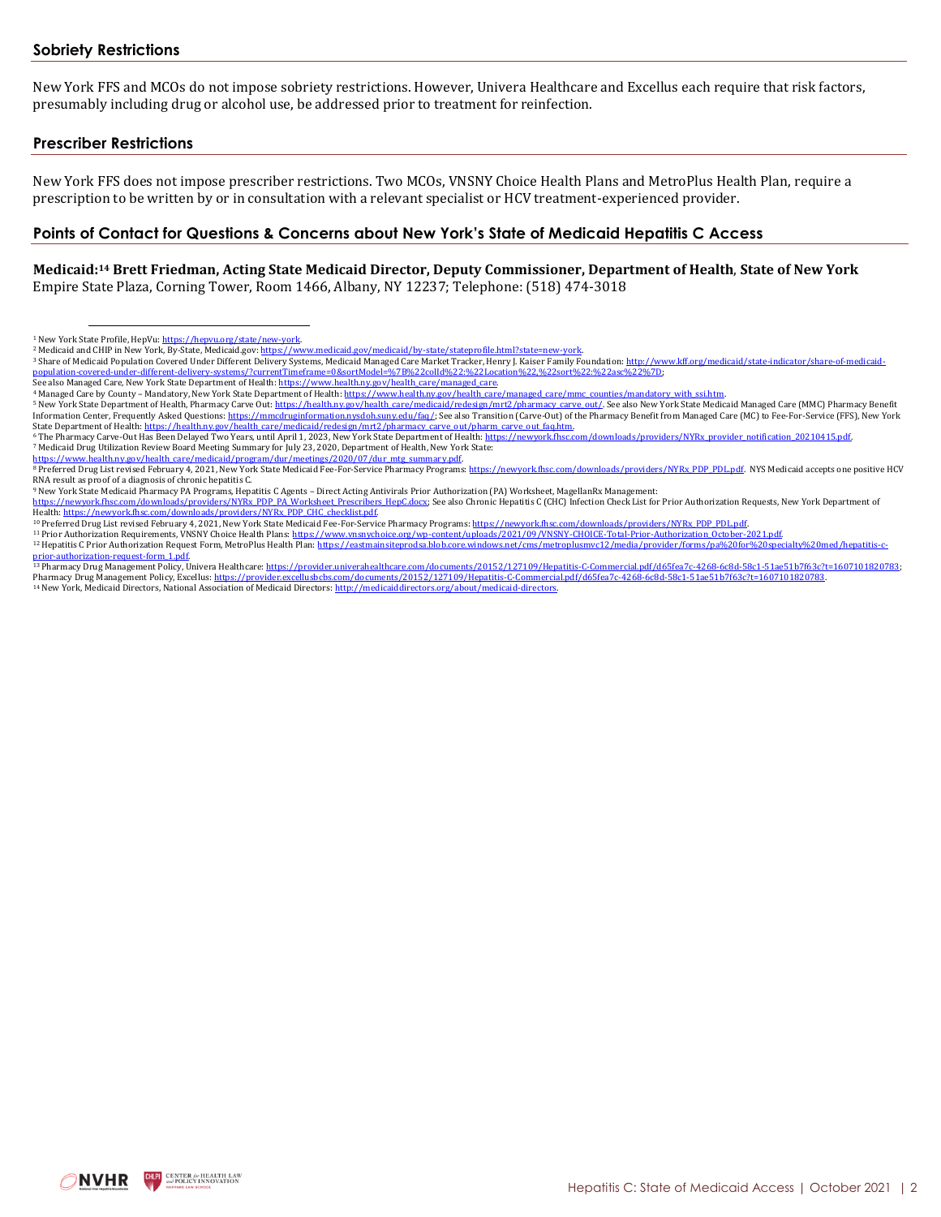## Sobriety Restrictions

New York FFS and MCOs do not impose sobriety restrictions. However, Univera Healthcare and Excellus each require that risk factors, presumably including drug or alcohol use, be addressed prior to treatment for reinfection.

## Prescriber Restrictions

New York FFS does not impose prescriber restrictions. Two MCOs, VNSNY Choice Health Plans and MetroPlus Health Plan, require a prescription to be written by or in consultation with a relevant specialist or HCV treatment-experienced provider.

## Points of Contact for Questions & Concerns about New York's State of Medicaid Hepatitis C Access

**Medicaid:[14] Brett Friedman, Acting State Medicaid Director, Deputy Commissioner, Department of Health, State of New York**
Empire State Plaza, Corning Tower, Room 1466, Albany, NY 12237; Telephone: (518) 474-3018

---

[1] New York State Profile, HepVu: https://hepvu.org/state/new-york.

[2] Medicaid and CHIP in New York, By-State, Medicaid.gov: https://www.medicaid.gov/medicaid/by-state/stateprofile.html?state=new-york.

[3] Share of Medicaid Population Covered Under Different Delivery Systems, Medicaid Managed Care Market Tracker, Henry J. Kaiser Family Foundation: http://www.kff.org/medicaid/state-indicator/share-of-medicaid-population-covered-under-different-delivery-systems/?currentTimeframe=0&sortModel=%7B%22colId%22:%22Location%22,%22sort%22:%22asc%22%7D; See also Managed Care, New York State Department of Health: https://www.health.ny.gov/health_care/managed_care.

[4] Managed Care by County – Mandatory, New York State Department of Health: https://www.health.ny.gov/health_care/managed_care/mmc_counties/mandatory_with_ssi.htm.

[5] New York State Department of Health, Pharmacy Carve Out: https://health.ny.gov/health_care/medicaid/redesign/mrt2/pharmacy_carve_out/. See also New York State Medicaid Managed Care (MMC) Pharmacy Benefit Information Center, Frequently Asked Questions: https://mmcdruginformation.nysdoh.suny.edu/faq/; See also Transition (Carve-Out) of the Pharmacy Benefit from Managed Care (MC) to Fee-For-Service (FFS), New York State Department of Health: https://health.ny.gov/health_care/medicaid/redesign/mrt2/pharmacy_carve_out/pharm_carve_out_faq.htm.

[6] The Pharmacy Carve-Out Has Been Delayed Two Years, until April 1, 2023, New York State Department of Health: https://newyork.fhsc.com/downloads/providers/NYRx_provider_notification_20210415.pdf.

[7] Medicaid Drug Utilization Review Board Meeting Summary for July 23, 2020, Department of Health, New York State: https://www.health.ny.gov/health_care/medicaid/program/dur/meetings/2020/07/dur_mtg_summary.pdf.

[8] Preferred Drug List revised February 4, 2021, New York State Medicaid Fee-For-Service Pharmacy Programs: https://newyork.fhsc.com/downloads/providers/NYRx_PDP_PDL.pdf. NYS Medicaid accepts one positive HCV RNA result as proof of a diagnosis of chronic hepatitis C.

[9] New York State Medicaid Pharmacy PA Programs, Hepatitis C Agents – Direct Acting Antivirals Prior Authorization (PA) Worksheet, MagellanRx Management: https://newyork.fhsc.com/downloads/providers/NYRx_PDP_PA_Worksheet_Prescribers_HepC.docx; See also Chronic Hepatitis C (CHC) Infection Check List for Prior Authorization Requests, New York Department of Health: https://newyork.fhsc.com/downloads/providers/NYRx_PDP_CHC_checklist.pdf.

[10] Preferred Drug List revised February 4, 2021, New York State Medicaid Fee-For-Service Pharmacy Programs: https://newyork.fhsc.com/downloads/providers/NYRx_PDP_PDL.pdf.

[11] Prior Authorization Requirements, VNSNY Choice Health Plans: https://www.vnsnychoice.org/wp-content/uploads/2021/09/VNSNY-CHOICE-Total-Prior-Authorization_October-2021.pdf.

[12] Hepatitis C Prior Authorization Request Form, MetroPlus Health Plan: https://eastmainsiteprodsa.blob.core.windows.net/cms/metroplusmvc12/media/provider/forms/pa%20for%20specialty%20med/hepatitis-c-prior-authorization-request-form_1.pdf.

[13] Pharmacy Drug Management Policy, Univera Healthcare: https://provider.univerahealthcare.com/documents/20152/127109/Hepatitis-C-Commercial.pdf/d65fea7c-4268-6c8d-58c1-51ae51b7f63c?t=1607101820783; Pharmacy Drug Management Policy, Excellus: https://provider.excellusbcbs.com/documents/20152/127109/Hepatitis-C-Commercial.pdf/d65fea7c-4268-6c8d-58c1-51ae51b7f63c?t=1607101820783.

[14] New York, Medicaid Directors, National Association of Medicaid Directors: http://medicaiddirectors.org/about/medicaid-directors.